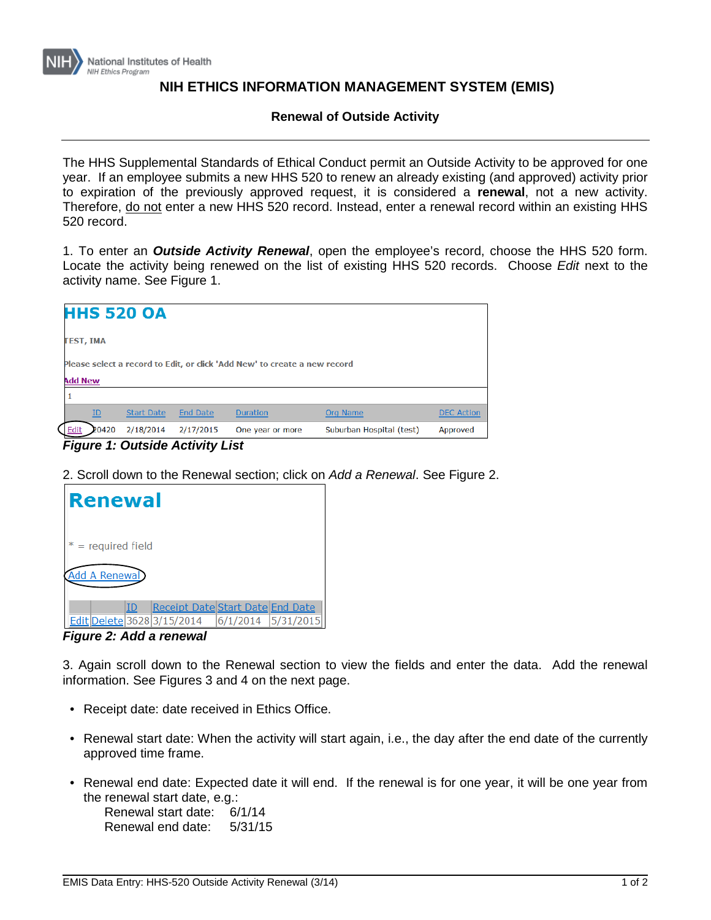National Institutes of Health
NIH Ethics Program

# NIH ETHICS INFORMATION MANAGEMENT SYSTEM (EMIS)

## Renewal of Outside Activity

The HHS Supplemental Standards of Ethical Conduct permit an Outside Activity to be approved for one year. If an employee submits a new HHS 520 to renew an already existing (and approved) activity prior to expiration of the previously approved request, it is considered a **renewal**, not a new activity. Therefore, do not enter a new HHS 520 record. Instead, enter a renewal record within an existing HHS 520 record.

1. To enter an ***Outside Activity Renewal***, open the employee's record, choose the HHS 520 form. Locate the activity being renewed on the list of existing HHS 520 records. Choose *Edit* next to the activity name. See Figure 1.

**HHS 520 OA**

TEST, IMA

Please select a record to Edit, or click 'Add New' to create a new record

Add New

1

| | ID | Start Date | End Date | Duration | Org Name | DEC Action |
|---|---|---|---|---|---|---|
| Edit | 20420 | 2/18/2014 | 2/17/2015 | One year or more | Suburban Hospital (test) | Approved |

***Figure 1: Outside Activity List***

2. Scroll down to the Renewal section; click on *Add a Renewal*. See Figure 2.

**Renewal**

* = required field

Add A Renewal

| | | ID | Receipt Date | Start Date | End Date |
|---|---|---|---|---|---|
| Edit | Delete | 3628 | 3/15/2014 | 6/1/2014 | 5/31/2015 |

***Figure 2: Add a renewal***

3. Again scroll down to the Renewal section to view the fields and enter the data. Add the renewal information. See Figures 3 and 4 on the next page.

- Receipt date: date received in Ethics Office.
- Renewal start date: When the activity will start again, i.e., the day after the end date of the currently approved time frame.
- Renewal end date: Expected date it will end. If the renewal is for one year, it will be one year from the renewal start date, e.g.:
  Renewal start date: 6/1/14
  Renewal end date: 5/31/15

EMIS Data Entry: HHS-520 Outside Activity Renewal (3/14)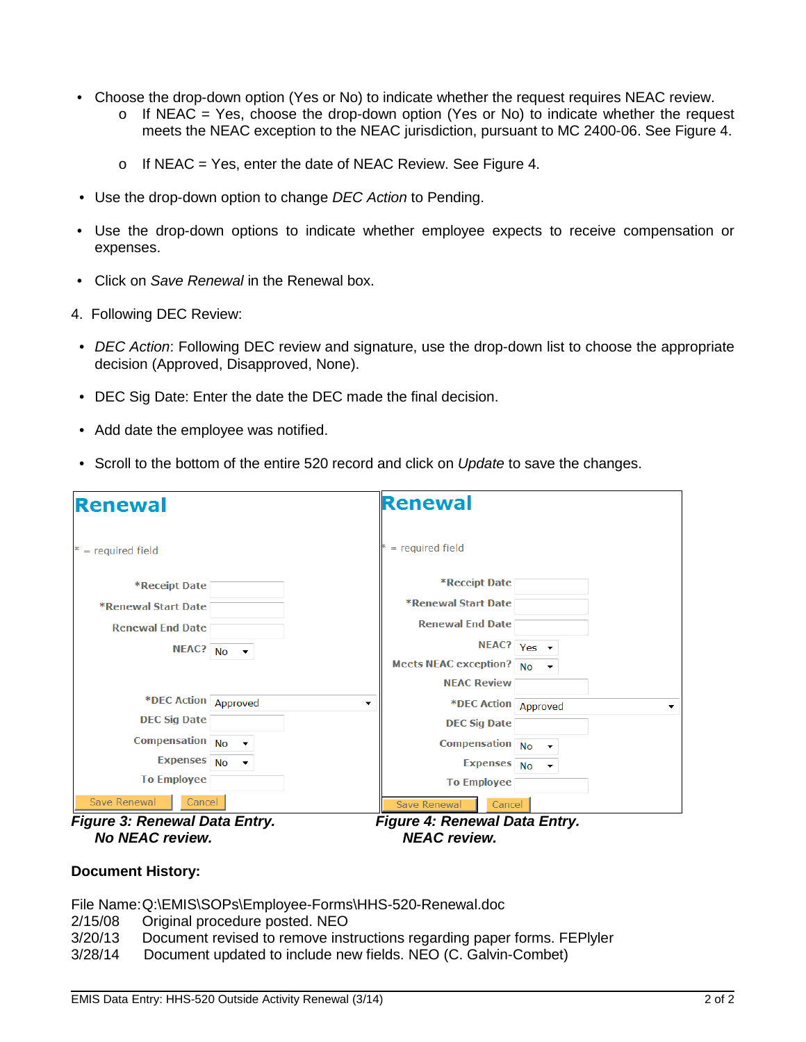- Choose the drop-down option (Yes or No) to indicate whether the request requires NEAC review.
    - If NEAC = Yes, choose the drop-down option (Yes or No) to indicate whether the request meets the NEAC exception to the NEAC jurisdiction, pursuant to MC 2400-06. See Figure 4.
    - If NEAC = Yes, enter the date of NEAC Review. See Figure 4.
- Use the drop-down option to change *DEC Action* to Pending.
- Use the drop-down options to indicate whether employee expects to receive compensation or expenses.
- Click on *Save Renewal* in the Renewal box.

4. Following DEC Review:

- *DEC Action*: Following DEC review and signature, use the drop-down list to choose the appropriate decision (Approved, Disapproved, None).
- DEC Sig Date: Enter the date the DEC made the final decision.
- Add date the employee was notified.
- Scroll to the bottom of the entire 520 record and click on *Update* to save the changes.

**Renewal**

* = required field

*Receipt Date
*Renewal Start Date
Renewal End Date
NEAC? No
*DEC Action Approved
DEC Sig Date
Compensation No
Expenses No
To Employee
Save Renewal Cancel

***Figure 3: Renewal Data Entry. No NEAC review.***

**Renewal**

* = required field

*Receipt Date
*Renewal Start Date
Renewal End Date
NEAC? Yes
Meets NEAC exception? No
NEAC Review
*DEC Action Approved
DEC Sig Date
Compensation No
Expenses No
To Employee
Save Renewal Cancel

***Figure 4: Renewal Data Entry. NEAC review.***

**Document History:**

File Name: Q:\EMIS\SOPs\Employee-Forms\HHS-520-Renewal.doc
2/15/08 Original procedure posted. NEO
3/20/13 Document revised to remove instructions regarding paper forms. FEPlyler
3/28/14 Document updated to include new fields. NEO (C. Galvin-Combet)